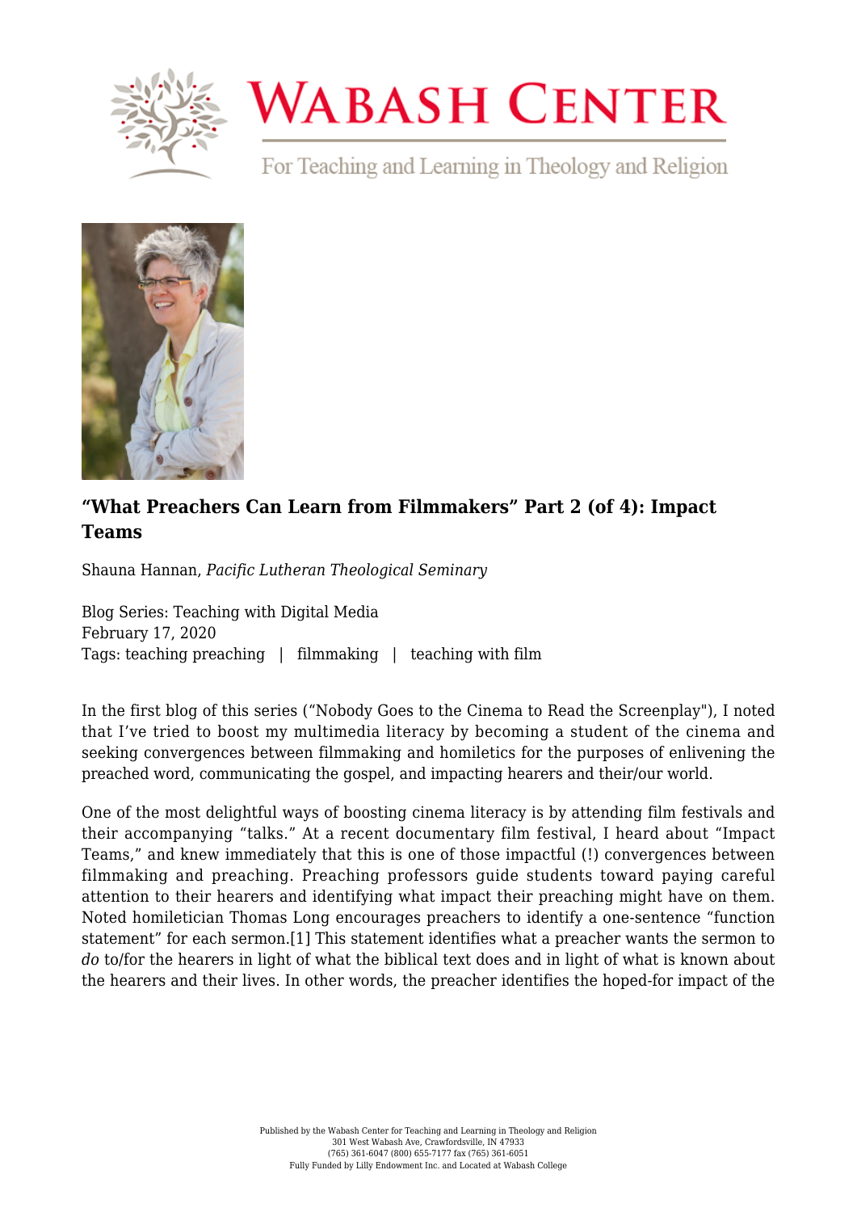# WABASH CENTER

For Teaching and Learning in Theology and Religion

## "What Preachers Can Learn from Filmmakers" Part 2 (of 4): Impact Teams

Shauna Hannan, *Pacific Lutheran Theological Seminary*

Blog Series: Teaching with Digital Media
February 17, 2020
Tags: teaching preaching | filmmaking | teaching with film

In the first blog of this series ("Nobody Goes to the Cinema to Read the Screenplay"), I noted that I've tried to boost my multimedia literacy by becoming a student of the cinema and seeking convergences between filmmaking and homiletics for the purposes of enlivening the preached word, communicating the gospel, and impacting hearers and their/our world.

One of the most delightful ways of boosting cinema literacy is by attending film festivals and their accompanying "talks." At a recent documentary film festival, I heard about "Impact Teams," and knew immediately that this is one of those impactful (!) convergences between filmmaking and preaching. Preaching professors guide students toward paying careful attention to their hearers and identifying what impact their preaching might have on them. Noted homiletician Thomas Long encourages preachers to identify a one-sentence "function statement" for each sermon.[1] This statement identifies what a preacher wants the sermon to *do* to/for the hearers in light of what the biblical text does and in light of what is known about the hearers and their lives. In other words, the preacher identifies the hoped-for impact of the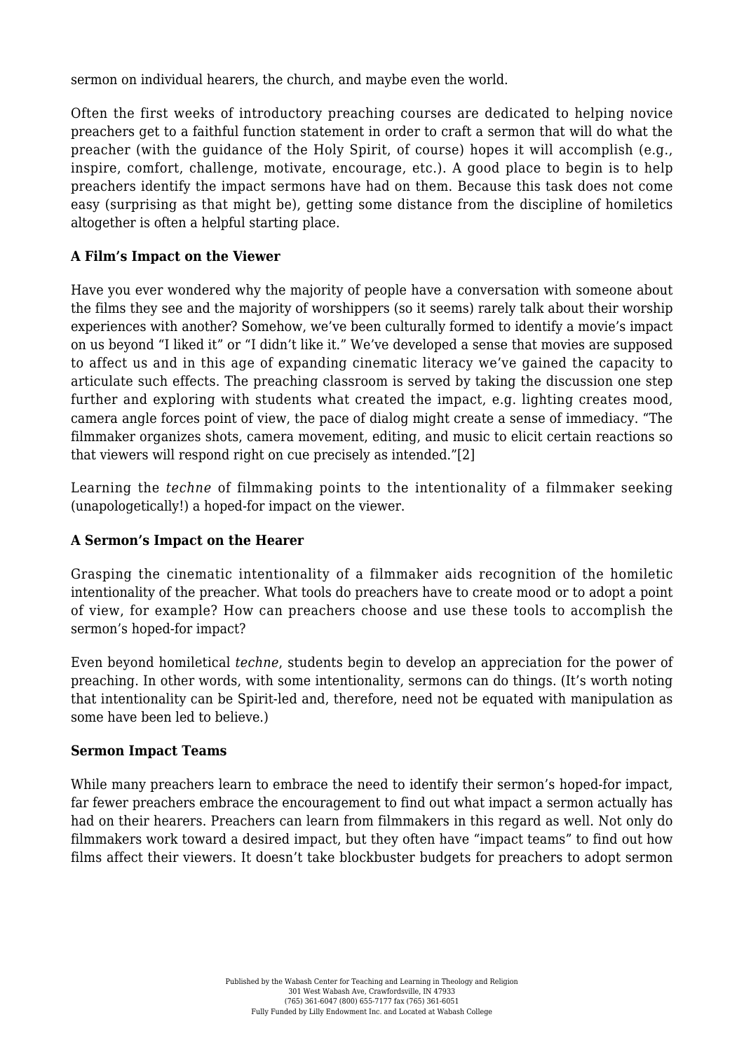sermon on individual hearers, the church, and maybe even the world.

Often the first weeks of introductory preaching courses are dedicated to helping novice preachers get to a faithful function statement in order to craft a sermon that will do what the preacher (with the guidance of the Holy Spirit, of course) hopes it will accomplish (e.g., inspire, comfort, challenge, motivate, encourage, etc.). A good place to begin is to help preachers identify the impact sermons have had on them. Because this task does not come easy (surprising as that might be), getting some distance from the discipline of homiletics altogether is often a helpful starting place.

**A Film's Impact on the Viewer**

Have you ever wondered why the majority of people have a conversation with someone about the films they see and the majority of worshippers (so it seems) rarely talk about their worship experiences with another? Somehow, we've been culturally formed to identify a movie's impact on us beyond "I liked it" or "I didn't like it." We've developed a sense that movies are supposed to affect us and in this age of expanding cinematic literacy we've gained the capacity to articulate such effects. The preaching classroom is served by taking the discussion one step further and exploring with students what created the impact, e.g. lighting creates mood, camera angle forces point of view, the pace of dialog might create a sense of immediacy. "The filmmaker organizes shots, camera movement, editing, and music to elicit certain reactions so that viewers will respond right on cue precisely as intended."[2]

Learning the *techne* of filmmaking points to the intentionality of a filmmaker seeking (unapologetically!) a hoped-for impact on the viewer.

**A Sermon's Impact on the Hearer**

Grasping the cinematic intentionality of a filmmaker aids recognition of the homiletic intentionality of the preacher. What tools do preachers have to create mood or to adopt a point of view, for example? How can preachers choose and use these tools to accomplish the sermon's hoped-for impact?

Even beyond homiletical *techne*, students begin to develop an appreciation for the power of preaching. In other words, with some intentionality, sermons can do things. (It's worth noting that intentionality can be Spirit-led and, therefore, need not be equated with manipulation as some have been led to believe.)

**Sermon Impact Teams**

While many preachers learn to embrace the need to identify their sermon's hoped-for impact, far fewer preachers embrace the encouragement to find out what impact a sermon actually has had on their hearers. Preachers can learn from filmmakers in this regard as well. Not only do filmmakers work toward a desired impact, but they often have "impact teams" to find out how films affect their viewers. It doesn't take blockbuster budgets for preachers to adopt sermon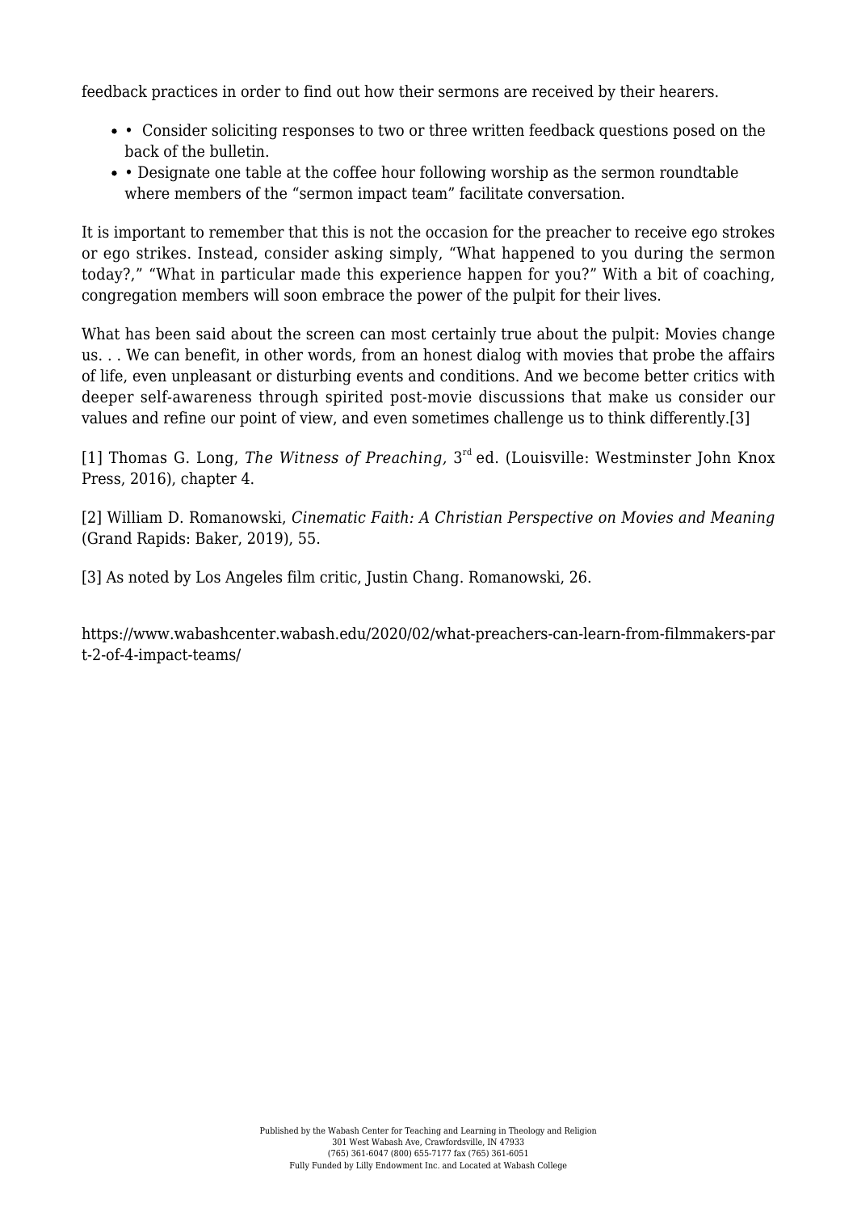feedback practices in order to find out how their sermons are received by their hearers.

- • Consider soliciting responses to two or three written feedback questions posed on the back of the bulletin.
- • Designate one table at the coffee hour following worship as the sermon roundtable where members of the "sermon impact team" facilitate conversation.

It is important to remember that this is not the occasion for the preacher to receive ego strokes or ego strikes. Instead, consider asking simply, "What happened to you during the sermon today?," "What in particular made this experience happen for you?" With a bit of coaching, congregation members will soon embrace the power of the pulpit for their lives.

What has been said about the screen can most certainly true about the pulpit: Movies change us. . . We can benefit, in other words, from an honest dialog with movies that probe the affairs of life, even unpleasant or disturbing events and conditions. And we become better critics with deeper self-awareness through spirited post-movie discussions that make us consider our values and refine our point of view, and even sometimes challenge us to think differently.[3]

[1] Thomas G. Long, *The Witness of Preaching,* 3rd ed. (Louisville: Westminster John Knox Press, 2016), chapter 4.

[2] William D. Romanowski, *Cinematic Faith: A Christian Perspective on Movies and Meaning* (Grand Rapids: Baker, 2019), 55.

[3] As noted by Los Angeles film critic, Justin Chang. Romanowski, 26.

https://www.wabashcenter.wabash.edu/2020/02/what-preachers-can-learn-from-filmmakers-part-2-of-4-impact-teams/